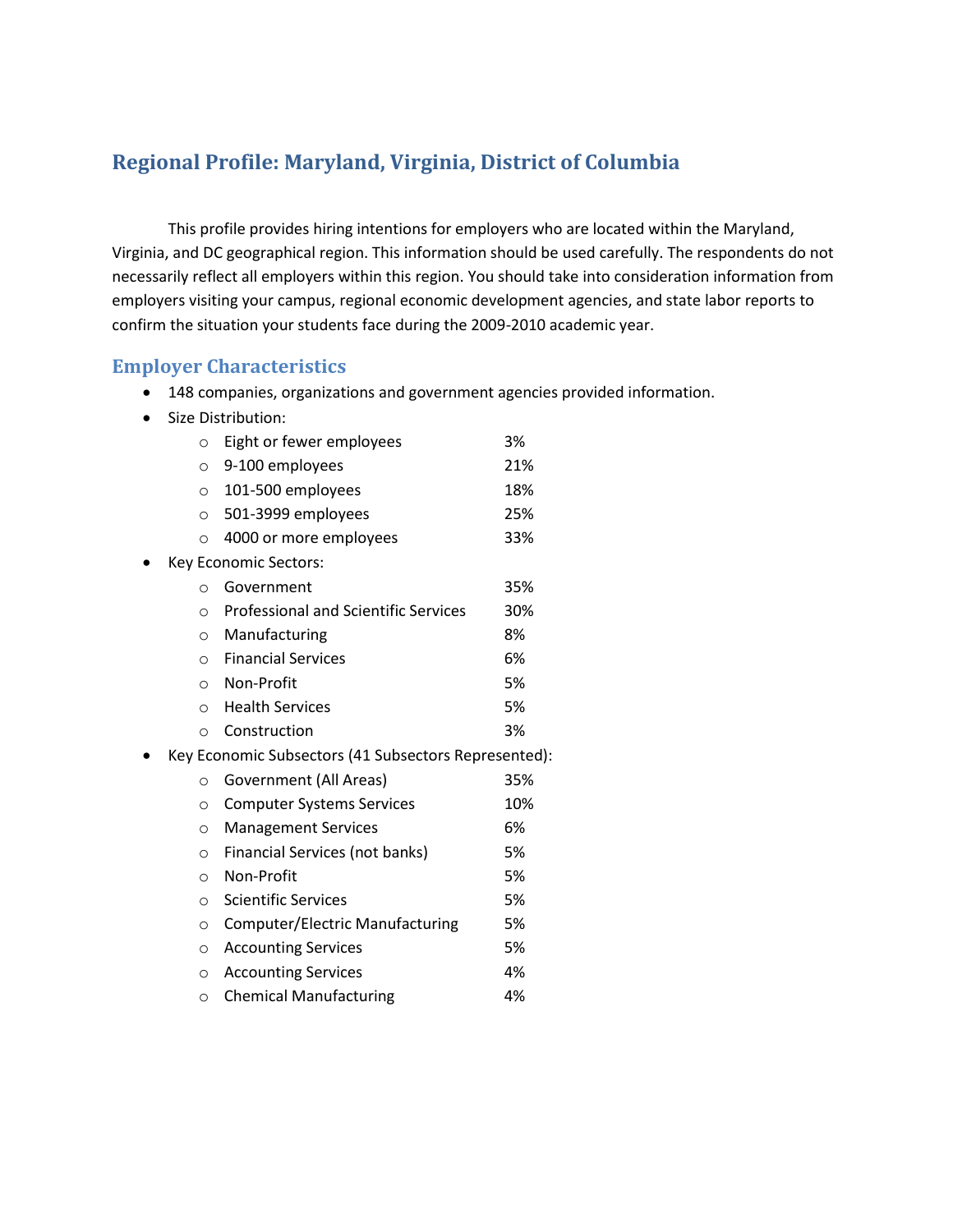## Regional Profile: Maryland, Virginia, District of Columbia

This profile provides hiring intentions for employers who are located within the Maryland, Virginia, and DC geographical region. This information should be used carefully. The respondents do not necessarily reflect all employers within this region. You should take into consideration information from employers visiting your campus, regional economic development agencies, and state labor reports to confirm the situation your students face during the 2009-2010 academic year.

### Employer Characteristics

- 148 companies, organizations and government agencies provided information.
- Size Distribution:
  - Eight or fewer employees 3%
  - 9-100 employees 21%
  - 101-500 employees 18%
  - 501-3999 employees 25%
  - 4000 or more employees 33%
- Key Economic Sectors:
  - Government 35%
  - Professional and Scientific Services 30%
  - Manufacturing 8%
  - Financial Services 6%
  - Non-Profit 5%
  - Health Services 5%
  - Construction 3%
- Key Economic Subsectors (41 Subsectors Represented):
  - Government (All Areas) 35%
  - Computer Systems Services 10%
  - Management Services 6%
  - Financial Services (not banks) 5%
  - Non-Profit 5%
  - Scientific Services 5%
  - Computer/Electric Manufacturing 5%
  - Accounting Services 5%
  - Accounting Services 4%
  - Chemical Manufacturing 4%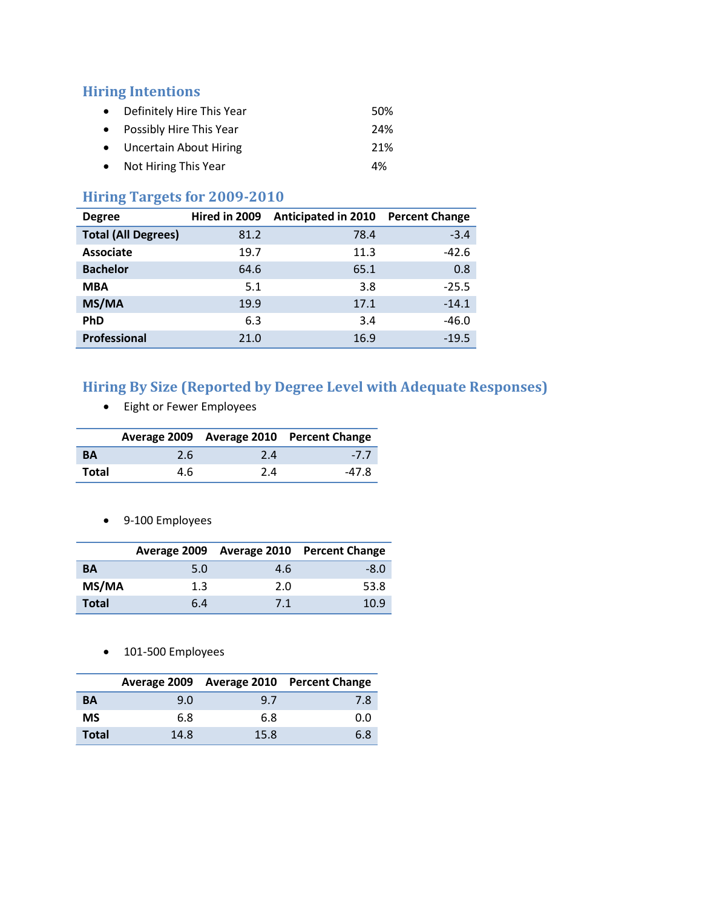## Hiring Intentions

- Definitely Hire This Year 50%
- Possibly Hire This Year 24%
- Uncertain About Hiring 21%
- Not Hiring This Year 4%

## Hiring Targets for 2009-2010

| Degree | Hired in 2009 | Anticipated in 2010 | Percent Change |
|---|---|---|---|
| **Total (All Degrees)** | 81.2 | 78.4 | -3.4 |
| **Associate** | 19.7 | 11.3 | -42.6 |
| **Bachelor** | 64.6 | 65.1 | 0.8 |
| **MBA** | 5.1 | 3.8 | -25.5 |
| **MS/MA** | 19.9 | 17.1 | -14.1 |
| **PhD** | 6.3 | 3.4 | -46.0 |
| **Professional** | 21.0 | 16.9 | -19.5 |

## Hiring By Size (Reported by Degree Level with Adequate Responses)

- Eight or Fewer Employees

| | Average 2009 | Average 2010 | Percent Change |
|---|---|---|---|
| **BA** | 2.6 | 2.4 | -7.7 |
| **Total** | 4.6 | 2.4 | -47.8 |

- 9-100 Employees

| | Average 2009 | Average 2010 | Percent Change |
|---|---|---|---|
| **BA** | 5.0 | 4.6 | -8.0 |
| **MS/MA** | 1.3 | 2.0 | 53.8 |
| **Total** | 6.4 | 7.1 | 10.9 |

- 101-500 Employees

| | Average 2009 | Average 2010 | Percent Change |
|---|---|---|---|
| **BA** | 9.0 | 9.7 | 7.8 |
| **MS** | 6.8 | 6.8 | 0.0 |
| **Total** | 14.8 | 15.8 | 6.8 |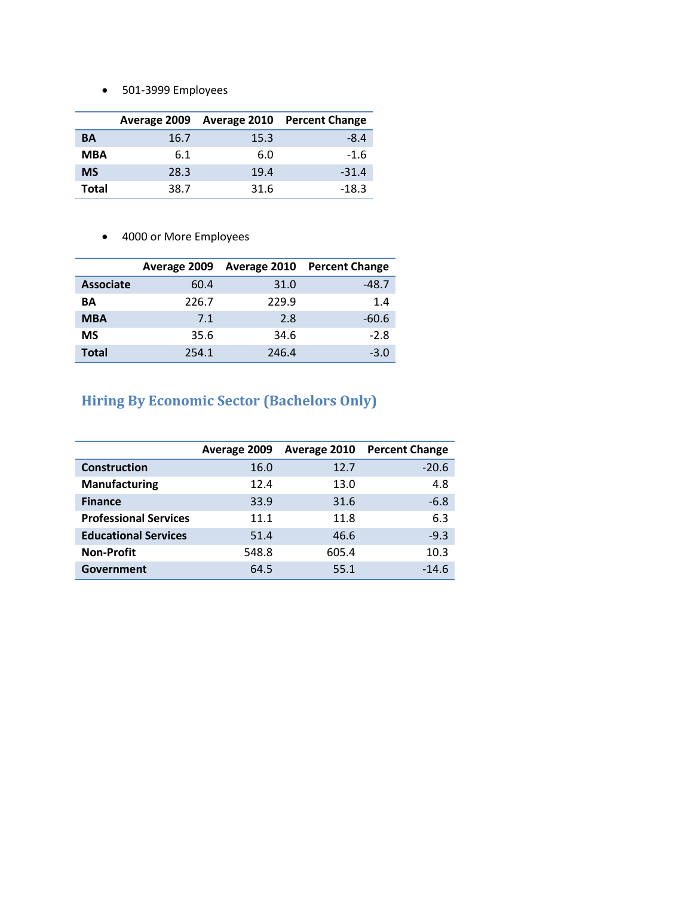- 501-3999 Employees

| | Average 2009 | Average 2010 | Percent Change |
|---|---|---|---|
| **BA** | 16.7 | 15.3 | -8.4 |
| **MBA** | 6.1 | 6.0 | -1.6 |
| **MS** | 28.3 | 19.4 | -31.4 |
| **Total** | 38.7 | 31.6 | -18.3 |

- 4000 or More Employees

| | Average 2009 | Average 2010 | Percent Change |
|---|---|---|---|
| **Associate** | 60.4 | 31.0 | -48.7 |
| **BA** | 226.7 | 229.9 | 1.4 |
| **MBA** | 7.1 | 2.8 | -60.6 |
| **MS** | 35.6 | 34.6 | -2.8 |
| **Total** | 254.1 | 246.4 | -3.0 |

## Hiring By Economic Sector (Bachelors Only)

| | Average 2009 | Average 2010 | Percent Change |
|---|---|---|---|
| **Construction** | 16.0 | 12.7 | -20.6 |
| **Manufacturing** | 12.4 | 13.0 | 4.8 |
| **Finance** | 33.9 | 31.6 | -6.8 |
| **Professional Services** | 11.1 | 11.8 | 6.3 |
| **Educational Services** | 51.4 | 46.6 | -9.3 |
| **Non-Profit** | 548.8 | 605.4 | 10.3 |
| **Government** | 64.5 | 55.1 | -14.6 |